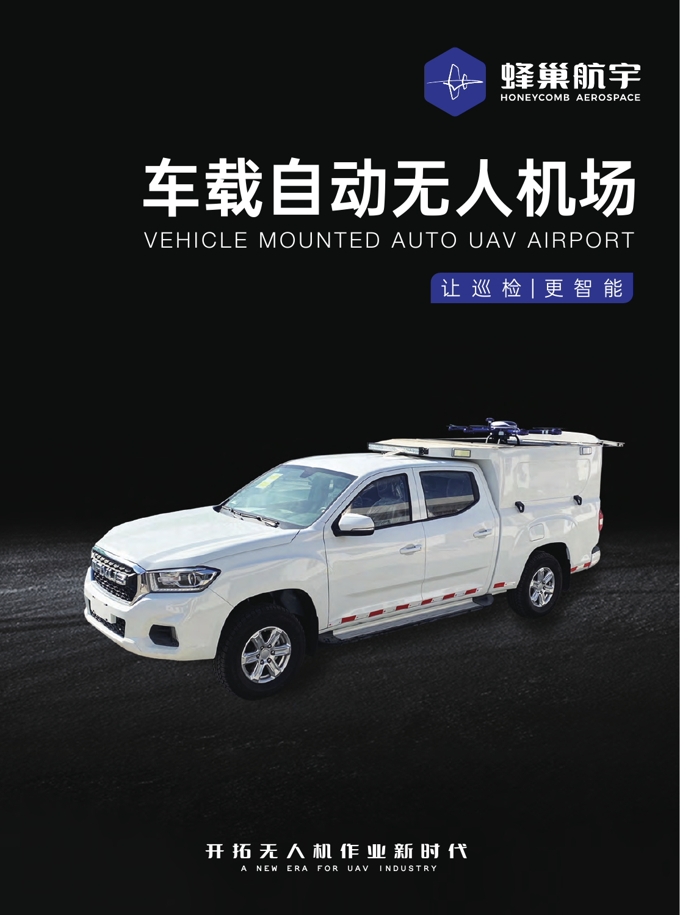蜂巢航宇
HONEYCOMB AEROSPACE

# 车载自动无人机场

VEHICLE MOUNTED AUTO UAV AIRPORT

让 巡 检 | 更 智 能

开 拓 无 人 机 作 业 新 时 代

A NEW ERA FOR UAV INDUSTRY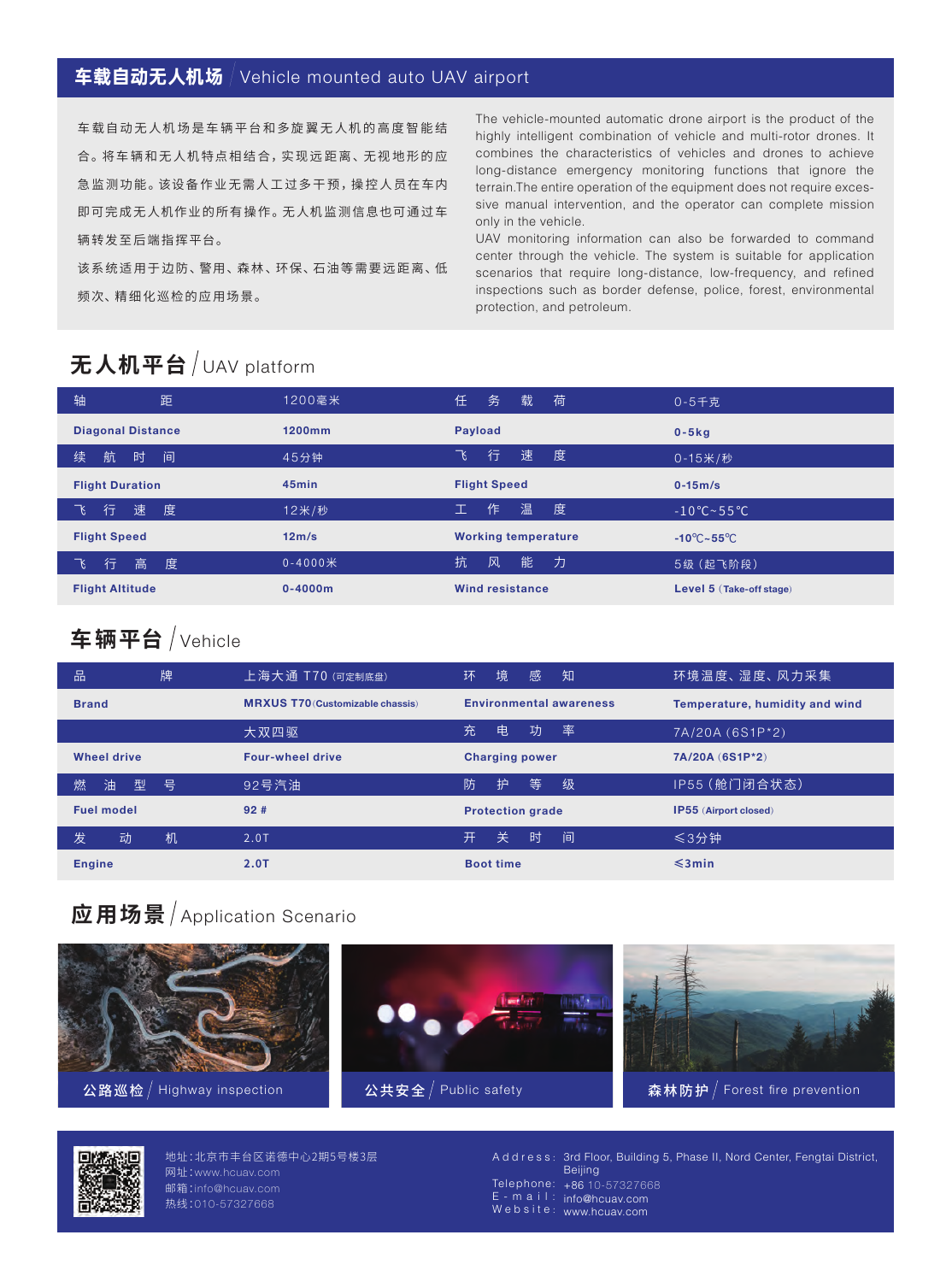## 车载自动无人机场 / Vehicle mounted auto UAV airport

车载自动无人机场是车辆平台和多旋翼无人机的高度智能结合。将车辆和无人机特点相结合，实现远距离、无视地形的应急监测功能。该设备作业无需人工过多干预，操控人员在车内即可完成无人机作业的所有操作。无人机监测信息也可通过车辆转发至后端指挥平台。

该系统适用于边防、警用、森林、环保、石油等需要远距离、低频次、精细化巡检的应用场景。

The vehicle-mounted automatic drone airport is the product of the highly intelligent combination of vehicle and multi-rotor drones. It combines the characteristics of vehicles and drones to achieve long-distance emergency monitoring functions that ignore the terrain.The entire operation of the equipment does not require excessive manual intervention, and the operator can complete mission only in the vehicle.

UAV monitoring information can also be forwarded to command center through the vehicle. The system is suitable for application scenarios that require long-distance, low-frequency, and refined inspections such as border defense, police, forest, environmental protection, and petroleum.

## 无人机平台 / UAV platform

| | | | |
|---|---|---|---|
| 轴距 | 1200毫米 | 任务载荷 | 0-5千克 |
| **Diagonal Distance** | **1200mm** | **Payload** | **0-5kg** |
| 续航时间 | 45分钟 | 飞行速度 | 0-15米/秒 |
| **Flight Duration** | **45min** | **Flight Speed** | **0-15m/s** |
| 飞行速度 | 12米/秒 | 工作温度 | -10℃~55℃ |
| **Flight Speed** | **12m/s** | **Working temperature** | **-10℃~55℃** |
| 飞行高度 | 0-4000米 | 抗风能力 | 5级（起飞阶段） |
| **Flight Altitude** | **0-4000m** | **Wind resistance** | **Level 5 (Take-off stage)** |

## 车辆平台 / Vehicle

| | | | |
|---|---|---|---|
| 品牌 | 上海大通 T70（可定制底盘） | 环境感知 | 环境温度、湿度、风力采集 |
| **Brand** | **MRXUS T70 (Customizable chassis)** | **Environmental awareness** | **Temperature, humidity and wind** |
| | 大双四驱 | 充电功率 | 7A/20A (6S1P*2) |
| **Wheel drive** | **Four-wheel drive** | **Charging power** | **7A/20A (6S1P*2)** |
| 燃油型号 | 92号汽油 | 防护等级 | IP55（舱门闭合状态） |
| **Fuel model** | **92 #** | **Protection grade** | **IP55 (Airport closed)** |
| 发动机 | 2.0T | 开关时间 | ≤3分钟 |
| **Engine** | **2.0T** | **Boot time** | **≤3min** |

## 应用场景 / Application Scenario

公路巡检 / Highway inspection

公共安全 / Public safety

森林防护 / Forest fire prevention

地址：北京市丰台区诺德中心2期5号楼3层
网址：www.hcuav.com
邮箱：info@hcuav.com
热线：010-57327668

Address: 3rd Floor, Building 5, Phase II, Nord Center, Fengtai District, Beijing
Telephone: +86 10-57327668
E-mail: info@hcuav.com
Website: www.hcuav.com